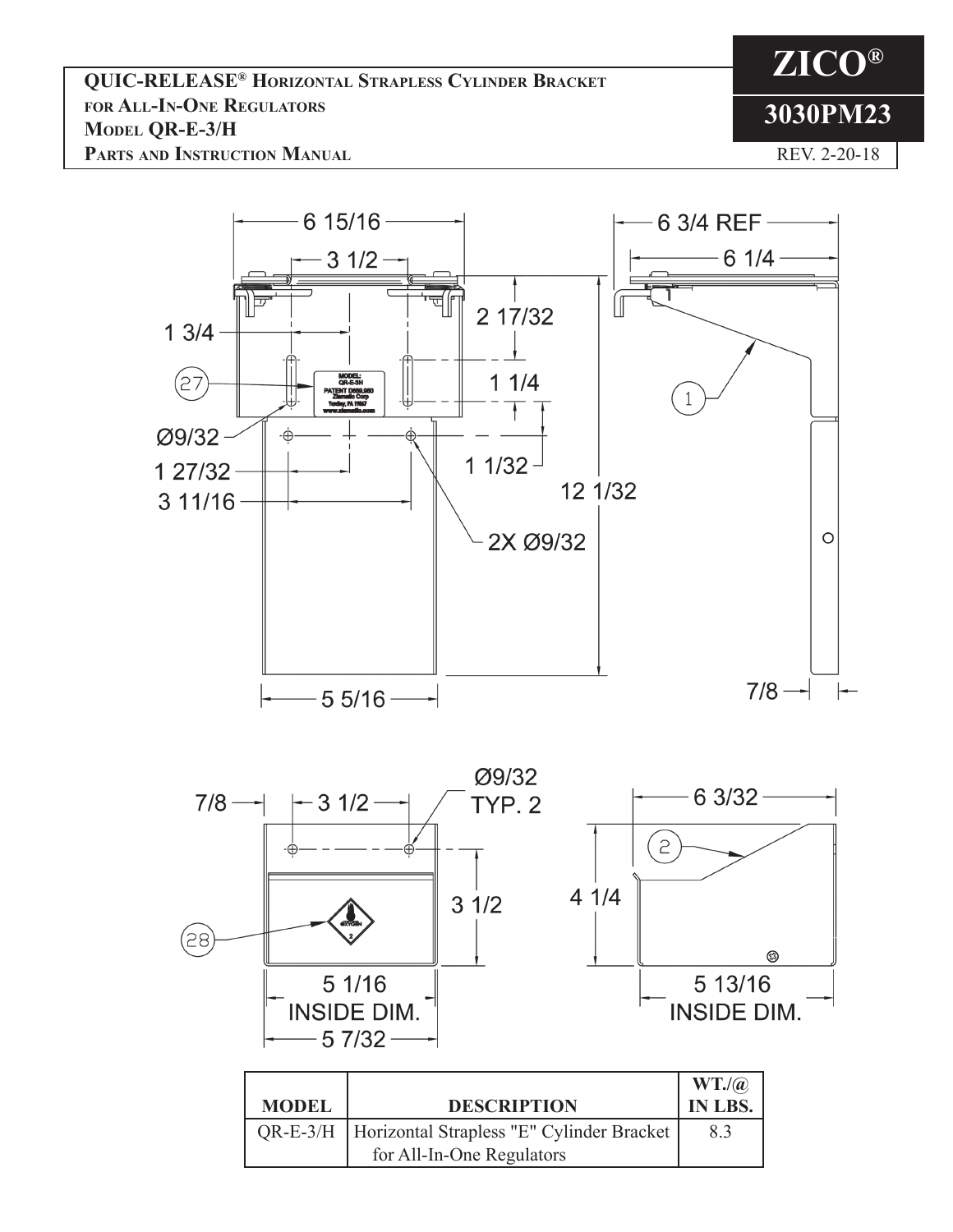# QUIC-RELEASE® Horizontal Strapless Cylinder Bracket for All-In-One Regulators

**Model QR-E-3/H**

**Parts and Instruction Manual**

**ZICO®**

**3030PM23**

REV. 2-20-18

6 15/16

3 1/2

1 3/4

2 17/32

1 1/4

27

Ø9/32

1 1/32

1 27/32

3 11/16

2X Ø9/32

12 1/32

5 5/16

6 3/4 REF

6 1/4

1

7/8

MODEL: QR-E-3H PATENT D869,950 Ziamatic Corp Yardley, PA 19067 www.ziamatic.com

7/8

3 1/2

Ø9/32 TYP. 2

3 1/2

28

5 1/16 INSIDE DIM.

5 7/32

6 3/32

2

4 1/4

5 13/16 INSIDE DIM.

| MODEL | DESCRIPTION | WT./@ IN LBS. |
|---|---|---|
| QR-E-3/H | Horizontal Strapless "E" Cylinder Bracket for All-In-One Regulators | 8.3 |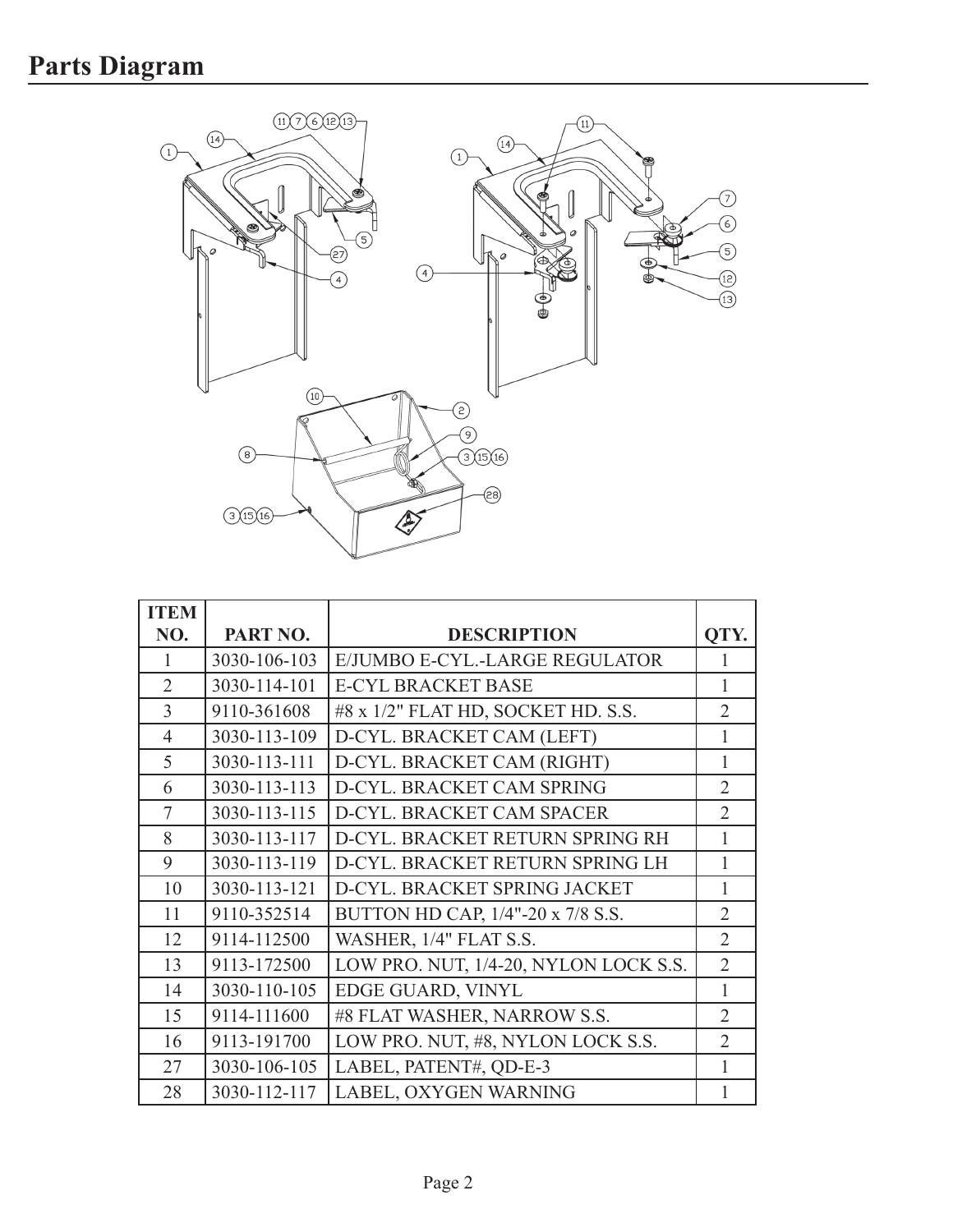# Parts Diagram

| ITEM NO. | PART NO. | DESCRIPTION | QTY. |
|---|---|---|---|
| 1 | 3030-106-103 | E/JUMBO E-CYL.-LARGE REGULATOR | 1 |
| 2 | 3030-114-101 | E-CYL BRACKET BASE | 1 |
| 3 | 9110-361608 | #8 x 1/2" FLAT HD, SOCKET HD. S.S. | 2 |
| 4 | 3030-113-109 | D-CYL. BRACKET CAM (LEFT) | 1 |
| 5 | 3030-113-111 | D-CYL. BRACKET CAM (RIGHT) | 1 |
| 6 | 3030-113-113 | D-CYL. BRACKET CAM SPRING | 2 |
| 7 | 3030-113-115 | D-CYL. BRACKET CAM SPACER | 2 |
| 8 | 3030-113-117 | D-CYL. BRACKET RETURN SPRING RH | 1 |
| 9 | 3030-113-119 | D-CYL. BRACKET RETURN SPRING LH | 1 |
| 10 | 3030-113-121 | D-CYL. BRACKET SPRING JACKET | 1 |
| 11 | 9110-352514 | BUTTON HD CAP, 1/4"-20 x 7/8 S.S. | 2 |
| 12 | 9114-112500 | WASHER, 1/4" FLAT S.S. | 2 |
| 13 | 9113-172500 | LOW PRO. NUT, 1/4-20, NYLON LOCK S.S. | 2 |
| 14 | 3030-110-105 | EDGE GUARD, VINYL | 1 |
| 15 | 9114-111600 | #8 FLAT WASHER, NARROW S.S. | 2 |
| 16 | 9113-191700 | LOW PRO. NUT, #8, NYLON LOCK S.S. | 2 |
| 27 | 3030-106-105 | LABEL, PATENT#, QD-E-3 | 1 |
| 28 | 3030-112-117 | LABEL, OXYGEN WARNING | 1 |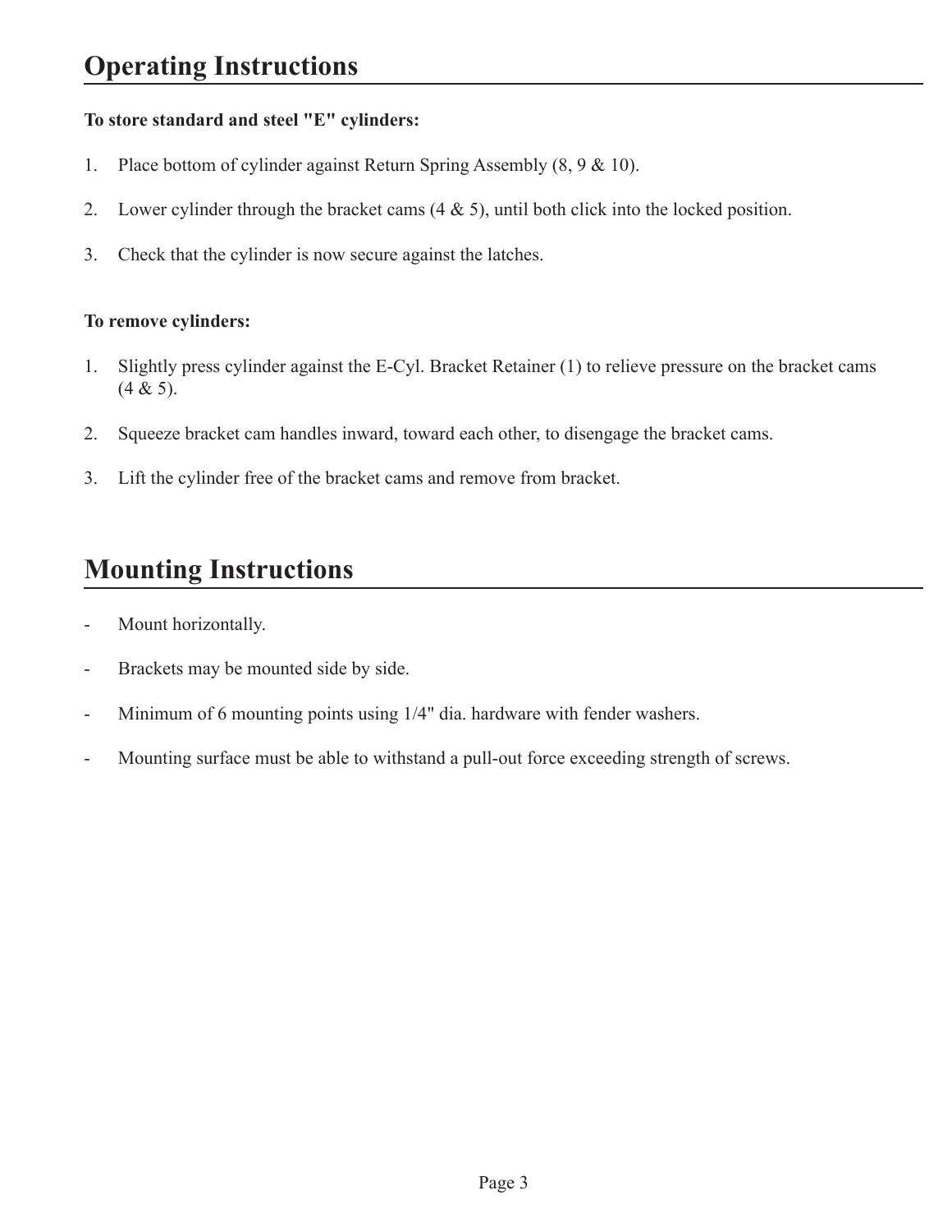# Operating Instructions

**To store standard and steel "E" cylinders:**

1. Place bottom of cylinder against Return Spring Assembly (8, 9 & 10).
2. Lower cylinder through the bracket cams (4 & 5), until both click into the locked position.
3. Check that the cylinder is now secure against the latches.

**To remove cylinders:**

1. Slightly press cylinder against the E-Cyl. Bracket Retainer (1) to relieve pressure on the bracket cams (4 & 5).
2. Squeeze bracket cam handles inward, toward each other, to disengage the bracket cams.
3. Lift the cylinder free of the bracket cams and remove from bracket.

# Mounting Instructions

- Mount horizontally.
- Brackets may be mounted side by side.
- Minimum of 6 mounting points using 1/4" dia. hardware with fender washers.
- Mounting surface must be able to withstand a pull-out force exceeding strength of screws.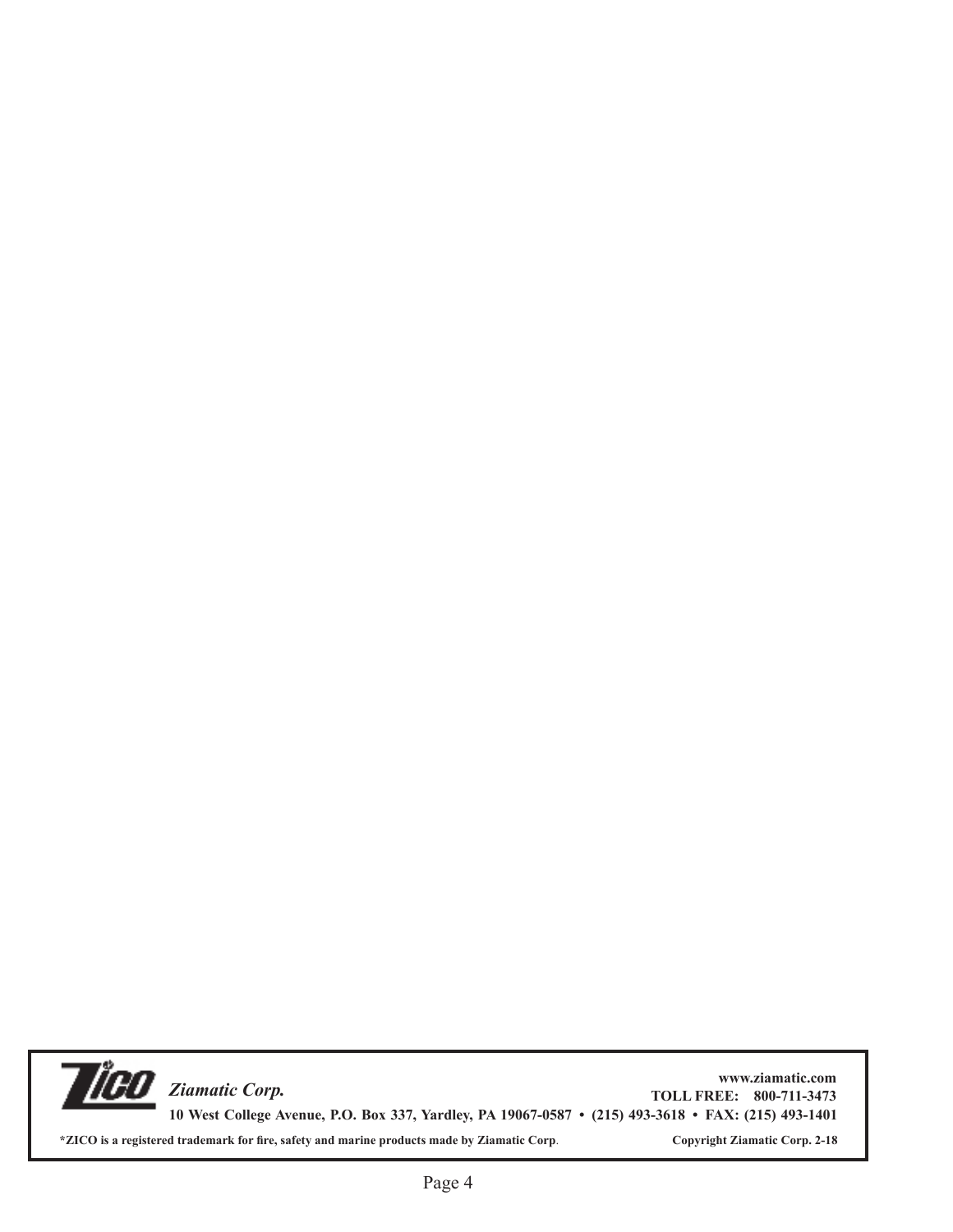**ZICO** *Ziamatic Corp.*

**www.ziamatic.com**

**TOLL FREE: 800-711-3473**

**10 West College Avenue, P.O. Box 337, Yardley, PA 19067-0587 • (215) 493-3618 • FAX: (215) 493-1401**

**\*ZICO is a registered trademark for fire, safety and marine products made by Ziamatic Corp.**

**Copyright Ziamatic Corp. 2-18**